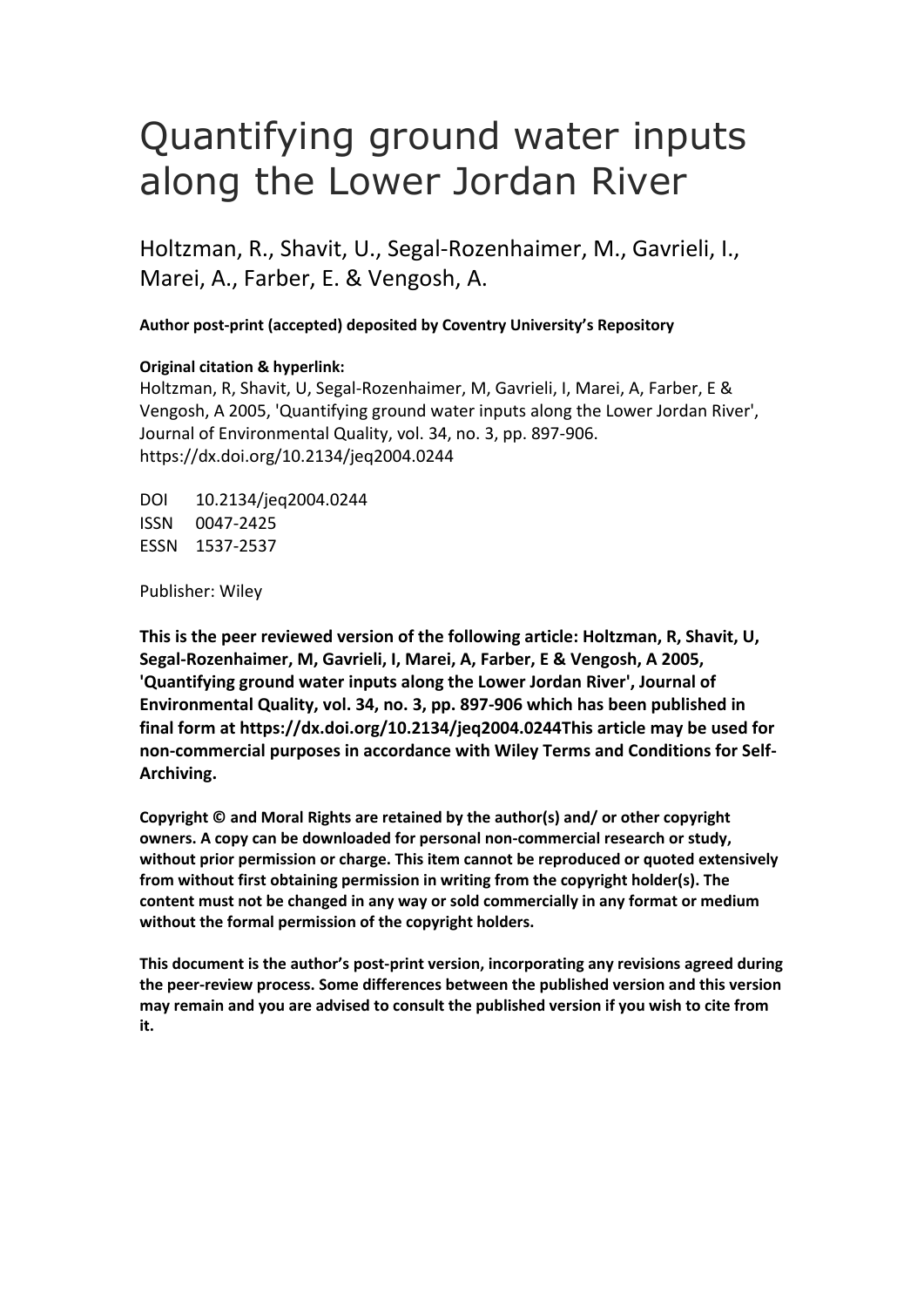# Quantifying ground water inputs along the Lower Jordan River

Holtzman, R., Shavit, U., Segal-Rozenhaimer, M., Gavrieli, I., Marei, A., Farber, E. & Vengosh, A.

**Author post-print (accepted) deposited by Coventry University's Repository**

**Original citation & hyperlink:**

Holtzman, R, Shavit, U, Segal-Rozenhaimer, M, Gavrieli, I, Marei, A, Farber, E & Vengosh, A 2005, 'Quantifying ground water inputs along the Lower Jordan River', Journal of Environmental Quality, vol. 34, no. 3, pp. 897-906.
https://dx.doi.org/10.2134/jeq2004.0244

DOI 10.2134/jeq2004.0244
ISSN 0047-2425
ESSN 1537-2537

Publisher: Wiley

**This is the peer reviewed version of the following article: Holtzman, R, Shavit, U, Segal-Rozenhaimer, M, Gavrieli, I, Marei, A, Farber, E & Vengosh, A 2005, 'Quantifying ground water inputs along the Lower Jordan River', Journal of Environmental Quality, vol. 34, no. 3, pp. 897-906 which has been published in final form at https://dx.doi.org/10.2134/jeq2004.0244This article may be used for non-commercial purposes in accordance with Wiley Terms and Conditions for Self-Archiving.**

**Copyright © and Moral Rights are retained by the author(s) and/ or other copyright owners. A copy can be downloaded for personal non-commercial research or study, without prior permission or charge. This item cannot be reproduced or quoted extensively from without first obtaining permission in writing from the copyright holder(s). The content must not be changed in any way or sold commercially in any format or medium without the formal permission of the copyright holders.**

**This document is the author's post-print version, incorporating any revisions agreed during the peer-review process. Some differences between the published version and this version may remain and you are advised to consult the published version if you wish to cite from it.**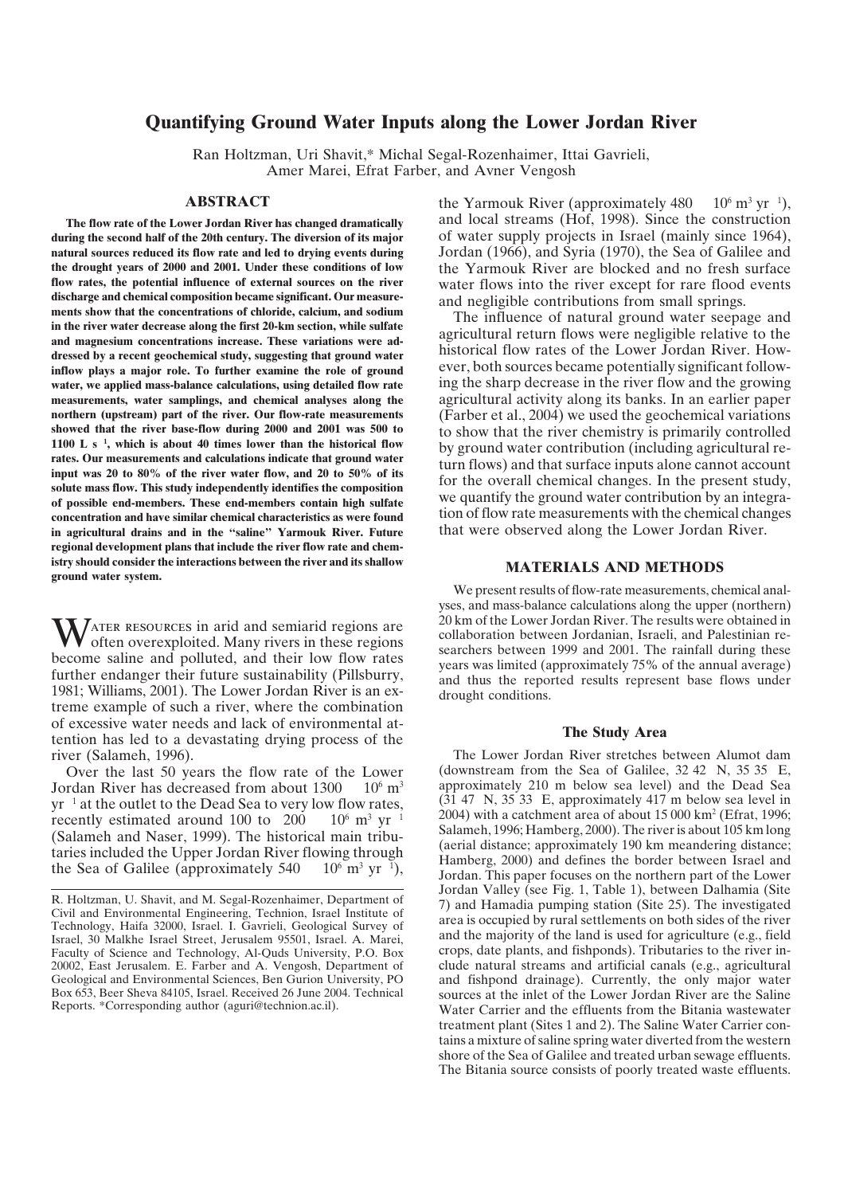# Quantifying Ground Water Inputs along the Lower Jordan River

Ran Holtzman, Uri Shavit,* Michal Segal-Rozenhaimer, Ittai Gavrieli, Amer Marei, Efrat Farber, and Avner Vengosh

## ABSTRACT

**The flow rate of the Lower Jordan River has changed dramatically during the second half of the 20th century. The diversion of its major natural sources reduced its flow rate and led to drying events during the drought years of 2000 and 2001. Under these conditions of low flow rates, the potential influence of external sources on the river discharge and chemical composition became significant. Our measurements show that the concentrations of chloride, calcium, and sodium in the river water decrease along the first 20-km section, while sulfate and magnesium concentrations increase. These variations were addressed by a recent geochemical study, suggesting that ground water inflow plays a major role. To further examine the role of ground water, we applied mass-balance calculations, using detailed flow rate measurements, water samplings, and chemical analyses along the northern (upstream) part of the river. Our flow-rate measurements showed that the river base-flow during 2000 and 2001 was 500 to 1100 L s⁻¹, which is about 40 times lower than the historical flow rates. Our measurements and calculations indicate that ground water input was 20 to 80% of the river water flow, and 20 to 50% of its solute mass flow. This study independently identifies the composition of possible end-members. These end-members contain high sulfate concentration and have similar chemical characteristics as were found in agricultural drains and in the "saline" Yarmouk River. Future regional development plans that include the river flow rate and chemistry should consider the interactions between the river and its shallow ground water system.**

Water resources in arid and semiarid regions are often overexploited. Many rivers in these regions become saline and polluted, and their low flow rates further endanger their future sustainability (Pillsbury, 1981; Williams, 2001). The Lower Jordan River is an extreme example of such a river, where the combination of excessive water needs and lack of environmental attention has led to a devastating drying process of the river (Salameh, 1996).

Over the last 50 years the flow rate of the Lower Jordan River has decreased from about 1300 × $10^6$ $m^3$ $yr^{-1}$ at the outlet to the Dead Sea to very low flow rates, recently estimated around 100 to 200 × $10^6$ $m^3$ $yr^{-1}$ (Salameh and Naser, 1999). The historical main tributaries included the Upper Jordan River flowing through the Sea of Galilee (approximately 540 × $10^6$ $m^3$ $yr^{-1}$), the Yarmouk River (approximately 480 × $10^6$ $m^3$ $yr^{-1}$), and local streams (Hof, 1998). Since the construction of water supply projects in Israel (mainly since 1964), Jordan (1966), and Syria (1970), the Sea of Galilee and the Yarmouk River are blocked and no fresh surface water flows into the river except for rare flood events and negligible contributions from small springs.

The influence of natural ground water seepage and agricultural return flows were negligible relative to the historical flow rates of the Lower Jordan River. However, both sources became potentially significant following the sharp decrease in the river flow and the growing agricultural activity along its banks. In an earlier paper (Farber et al., 2004) we used the geochemical variations to show that the river chemistry is primarily controlled by ground water contribution (including agricultural return flows) and that surface inputs alone cannot account for the overall chemical changes. In the present study, we quantify the ground water contribution by an integration of flow rate measurements with the chemical changes that were observed along the Lower Jordan River.

## MATERIALS AND METHODS

We present results of flow-rate measurements, chemical analyses, and mass-balance calculations along the upper (northern) 20 km of the Lower Jordan River. The results were obtained in collaboration between Jordanian, Israeli, and Palestinian researchers between 1999 and 2001. The rainfall during these years was limited (approximately 75% of the annual average) and thus the reported results represent base flows under drought conditions.

### The Study Area

The Lower Jordan River stretches between Alumot dam (downstream from the Sea of Galilee, 32°42′ N, 35°35′ E, approximately 210 m below sea level) and the Dead Sea (31°47′ N, 35°33′ E, approximately 417 m below sea level in 2004) with a catchment area of about 15 000 km² (Efrat, 1996; Salameh, 1996; Hamberg, 2000). The river is about 105 km long (aerial distance; approximately 190 km meandering distance; Hamberg, 2000) and defines the border between Israel and Jordan. This paper focuses on the northern part of the Lower Jordan Valley (see Fig. 1, Table 1), between Dalhamia (Site 7) and Hamadia pumping station (Site 25). The investigated area is occupied by rural settlements on both sides of the river and the majority of the land is used for agriculture (e.g., field crops, date plants, and fishponds). Tributaries to the river include natural streams and artificial canals (e.g., agricultural and fishpond drainage). Currently, the only major water sources at the inlet of the Lower Jordan River are the Saline Water Carrier and the effluents from the Bitania wastewater treatment plant (Sites 1 and 2). The Saline Water Carrier contains a mixture of saline spring water diverted from the western shore of the Sea of Galilee and treated urban sewage effluents. The Bitania source consists of poorly treated waste effluents.

R. Holtzman, U. Shavit, and M. Segal-Rozenhaimer, Department of Civil and Environmental Engineering, Technion, Israel Institute of Technology, Haifa 32000, Israel. I. Gavrieli, Geological Survey of Israel, 30 Malkhe Israel Street, Jerusalem 95501, Israel. A. Marei, Faculty of Science and Technology, Al-Quds University, P.O. Box 20002, East Jerusalem. E. Farber and A. Vengosh, Department of Geological and Environmental Sciences, Ben Gurion University, PO Box 653, Beer Sheva 84105, Israel. Received 26 June 2004. Technical Reports. *Corresponding author (aguri@technion.ac.il).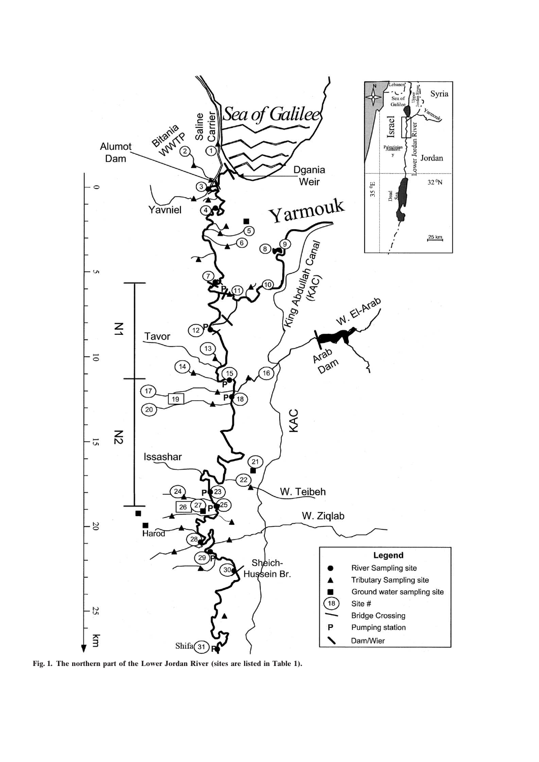Fig. 1. The northern part of the Lower Jordan River (sites are listed in Table 1).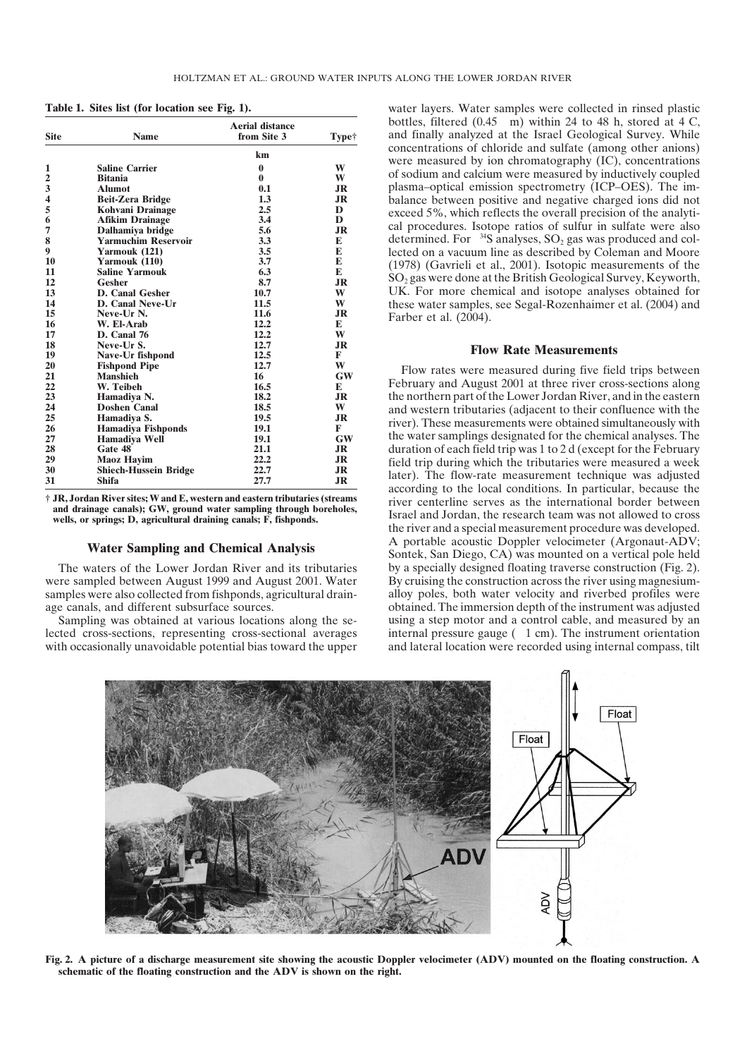**Table 1. Sites list (for location see Fig. 1).**

| Site | Name | Aerial distance from Site 3 | Type† |
|---|---|---|---|
| | | km | |
| 1 | Saline Carrier | 0 | W |
| 2 | Bitania | 0 | W |
| 3 | Alumot | 0.1 | JR |
| 4 | Beit-Zera Bridge | 1.3 | JR |
| 5 | Kohvani Drainage | 2.5 | D |
| 6 | Afikim Drainage | 3.4 | D |
| 7 | Dalhamiya bridge | 5.6 | JR |
| 8 | Yarmuchim Reservoir | 3.3 | E |
| 9 | Yarmouk (121) | 3.5 | E |
| 10 | Yarmouk (110) | 3.7 | E |
| 11 | Saline Yarmouk | 6.3 | E |
| 12 | Gesher | 8.7 | JR |
| 13 | D. Canal Gesher | 10.7 | W |
| 14 | D. Canal Neve-Ur | 11.5 | W |
| 15 | Neve-Ur N. | 11.6 | JR |
| 16 | W. El-Arab | 12.2 | E |
| 17 | D. Canal 76 | 12.2 | W |
| 18 | Neve-Ur S. | 12.7 | JR |
| 19 | Nave-Ur fishpond | 12.5 | F |
| 20 | Fishpond Pipe | 12.7 | W |
| 21 | Manshieh | 16 | GW |
| 22 | W. Teibeh | 16.5 | E |
| 23 | Hamadiya N. | 18.2 | JR |
| 24 | Doshen Canal | 18.5 | W |
| 25 | Hamadiya S. | 19.5 | JR |
| 26 | Hamadiya Fishponds | 19.1 | F |
| 27 | Hamadiya Well | 19.1 | GW |
| 28 | Gate 48 | 21.1 | JR |
| 29 | Maoz Hayim | 22.2 | JR |
| 30 | Shiech-Hussein Bridge | 22.7 | JR |
| 31 | Shifa | 27.7 | JR |

† JR, Jordan River sites; W and E, western and eastern tributaries (streams and drainage canals); GW, ground water sampling through boreholes, wells, or springs; D, agricultural draining canals; F, fishponds.

## Water Sampling and Chemical Analysis

The waters of the Lower Jordan River and its tributaries were sampled between August 1999 and August 2001. Water samples were also collected from fishponds, agricultural drainage canals, and different subsurface sources.

Sampling was obtained at various locations along the selected cross-sections, representing cross-sectional averages with occasionally unavoidable potential bias toward the upper water layers. Water samples were collected in rinsed plastic bottles, filtered (0.45 μm) within 24 to 48 h, stored at 4°C, and finally analyzed at the Israel Geological Survey. While concentrations of chloride and sulfate (among other anions) were measured by ion chromatography (IC), concentrations of sodium and calcium were measured by inductively coupled plasma–optical emission spectrometry (ICP–OES). The imbalance between positive and negative charged ions did not exceed 5%, which reflects the overall precision of the analytical procedures. Isotope ratios of sulfur in sulfate were also determined. For $^{34}S$ analyses, $SO_2$ gas was produced and collected on a vacuum line as described by Coleman and Moore (1978) (Gavrieli et al., 2001). Isotopic measurements of the $SO_2$ gas were done at the British Geological Survey, Keyworth, UK. For more chemical and isotope analyses obtained for these water samples, see Segal-Rozenhaimer et al. (2004) and Farber et al. (2004).

## Flow Rate Measurements

Flow rates were measured during five field trips between February and August 2001 at three river cross-sections along the northern part of the Lower Jordan River, and in the eastern and western tributaries (adjacent to their confluence with the river). These measurements were obtained simultaneously with the water samplings designated for the chemical analyses. The duration of each field trip was 1 to 2 d (except for the February field trip during which the tributaries were measured a week later). The flow-rate measurement technique was adjusted according to the local conditions. In particular, because the river centerline serves as the international border between Israel and Jordan, the research team was not allowed to cross the river and a special measurement procedure was developed. A portable acoustic Doppler velocimeter (Argonaut-ADV; Sontek, San Diego, CA) was mounted on a vertical pole held by a specially designed floating traverse construction (Fig. 2). By cruising the construction across the river using magnesium-alloy poles, both water velocity and riverbed profiles were obtained. The immersion depth of the instrument was adjusted using a step motor and a control cable, and measured by an internal pressure gauge (±1 cm). The instrument orientation and lateral location were recorded using internal compass, tilt

**Fig. 2. A picture of a discharge measurement site showing the acoustic Doppler velocimeter (ADV) mounted on the floating construction. A schematic of the floating construction and the ADV is shown on the right.**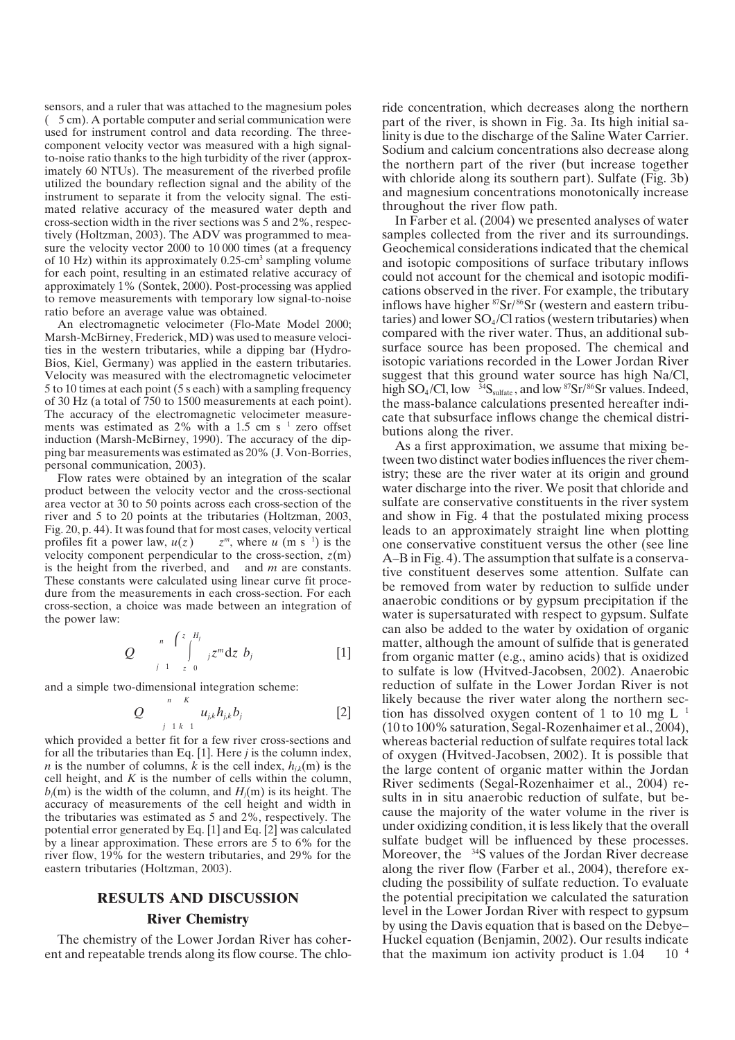sensors, and a ruler that was attached to the magnesium poles (± 5 cm). A portable computer and serial communication were used for instrument control and data recording. The three-component velocity vector was measured with a high signal-to-noise ratio thanks to the high turbidity of the river (approximately 60 NTUs). The measurement of the riverbed profile utilized the boundary reflection signal and the ability of the instrument to separate it from the velocity signal. The estimated relative accuracy of the measured water depth and cross-section width in the river sections was 5 and 2%, respectively (Holtzman, 2003). The ADV was programmed to measure the velocity vector 2000 to 10 000 times (at a frequency of 10 Hz) within its approximately 0.25-$cm^3$ sampling volume for each point, resulting in an estimated relative accuracy of approximately 1% (Sontek, 2000). Post-processing was applied to remove measurements with temporary low signal-to-noise ratio before an average value was obtained.

An electromagnetic velocimeter (Flo-Mate Model 2000; Marsh-McBirney, Frederick, MD) was used to measure velocities in the western tributaries, while a dipping bar (Hydro-Bios, Kiel, Germany) was applied in the eastern tributaries. Velocity was measured with the electromagnetic velocimeter 5 to 10 times at each point (5 s each) with a sampling frequency of 30 Hz (a total of 750 to 1500 measurements at each point). The accuracy of the electromagnetic velocimeter measurements was estimated as 2% with a 1.5 cm $s^{-1}$ zero offset induction (Marsh-McBirney, 1990). The accuracy of the dipping bar measurements was estimated as 20% (J. Von-Borries, personal communication, 2003).

Flow rates were obtained by an integration of the scalar product between the velocity vector and the cross-sectional area vector at 30 to 50 points across each cross-section of the river and 5 to 20 points at the tributaries (Holtzman, 2003, Fig. 20, p. 44). It was found that for most cases, velocity vertical profiles fit a power law, $u(z) = \alpha z^m$, where $u$ (m $s^{-1}$) is the velocity component perpendicular to the cross-section, $z$(m) is the height from the riverbed, and $\alpha$ and $m$ are constants. These constants were calculated using linear curve fit procedure from the measurements in each cross-section. For each cross-section, a choice was made between an integration of the power law:

$$Q = \sum_{j=1}^{n} \left( \int_{z=0}^{z=H_j} \alpha_j z^m \mathrm{d}z \right) b_j \qquad [1]$$

and a simple two-dimensional integration scheme:

$$Q = \sum_{j=1}^{n} \sum_{k=1}^{K} u_{j,k} h_{j,k} b_j \qquad [2]$$

which provided a better fit for a few river cross-sections and for all the tributaries than Eq. [1]. Here $j$ is the column index, $n$ is the number of columns, $k$ is the cell index, $h_{j,k}$(m) is the cell height, and $K$ is the number of cells within the column, $b_j$(m) is the width of the column, and $H_j$(m) is its height. The accuracy of measurements of the cell height and width in the tributaries was estimated as 5 and 2%, respectively. The potential error generated by Eq. [1] and Eq. [2] was calculated by a linear approximation. These errors are 5 to 6% for the river flow, 19% for the western tributaries, and 29% for the eastern tributaries (Holtzman, 2003).

## RESULTS AND DISCUSSION

### River Chemistry

The chemistry of the Lower Jordan River has coherent and repeatable trends along its flow course. The chloride concentration, which decreases along the northern part of the river, is shown in Fig. 3a. Its high initial salinity is due to the discharge of the Saline Water Carrier. Sodium and calcium concentrations also decrease along the northern part of the river (but increase together with chloride along its southern part). Sulfate (Fig. 3b) and magnesium concentrations monotonically increase throughout the river flow path.

In Farber et al. (2004) we presented analyses of water samples collected from the river and its surroundings. Geochemical considerations indicated that the chemical and isotopic compositions of surface tributary inflows could not account for the chemical and isotopic modifications observed in the river. For example, the tributary inflows have higher $^{87}Sr/^{86}Sr$ (western and eastern tributaries) and lower $SO_4/Cl$ ratios (western tributaries) when compared with the river water. Thus, an additional subsurface source has been proposed. The chemical and isotopic variations recorded in the Lower Jordan River suggest that this ground water source has high Na/Cl, high $SO_4/Cl$, low $\delta^{34}S_{sulfate}$, and low $^{87}Sr/^{86}Sr$ values. Indeed, the mass-balance calculations presented hereafter indicate that subsurface inflows change the chemical distributions along the river.

As a first approximation, we assume that mixing between two distinct water bodies influences the river chemistry; these are the river water at its origin and ground water discharge into the river. We posit that chloride and sulfate are conservative constituents in the river system and show in Fig. 4 that the postulated mixing process leads to an approximately straight line when plotting one conservative constituent versus the other (see line A–B in Fig. 4). The assumption that sulfate is a conservative constituent deserves some attention. Sulfate can be removed from water by reduction to sulfide under anaerobic conditions or by gypsum precipitation if the water is supersaturated with respect to gypsum. Sulfate can also be added to the water by oxidation of organic matter, although the amount of sulfide that is generated from organic matter (e.g., amino acids) that is oxidized to sulfate is low (Hvitved-Jacobsen, 2002). Anaerobic reduction of sulfate in the Lower Jordan River is not likely because the river water along the northern section has dissolved oxygen content of 1 to 10 mg $L^{-1}$ (10 to 100% saturation, Segal-Rozenhaimer et al., 2004), whereas bacterial reduction of sulfate requires total lack of oxygen (Hvitved-Jacobsen, 2002). It is possible that the large content of organic matter within the Jordan River sediments (Segal-Rozenhaimer et al., 2004) results in in situ anaerobic reduction of sulfate, but because the majority of the water volume in the river is under oxidizing condition, it is less likely that the overall sulfate budget will be influenced by these processes. Moreover, the $\delta^{34}S$ values of the Jordan River decrease along the river flow (Farber et al., 2004), therefore excluding the possibility of sulfate reduction. To evaluate the potential precipitation we calculated the saturation level in the Lower Jordan River with respect to gypsum by using the Davis equation that is based on the Debye–Huckel equation (Benjamin, 2002). Our results indicate that the maximum ion activity product is $1.04 \times 10^{-4}$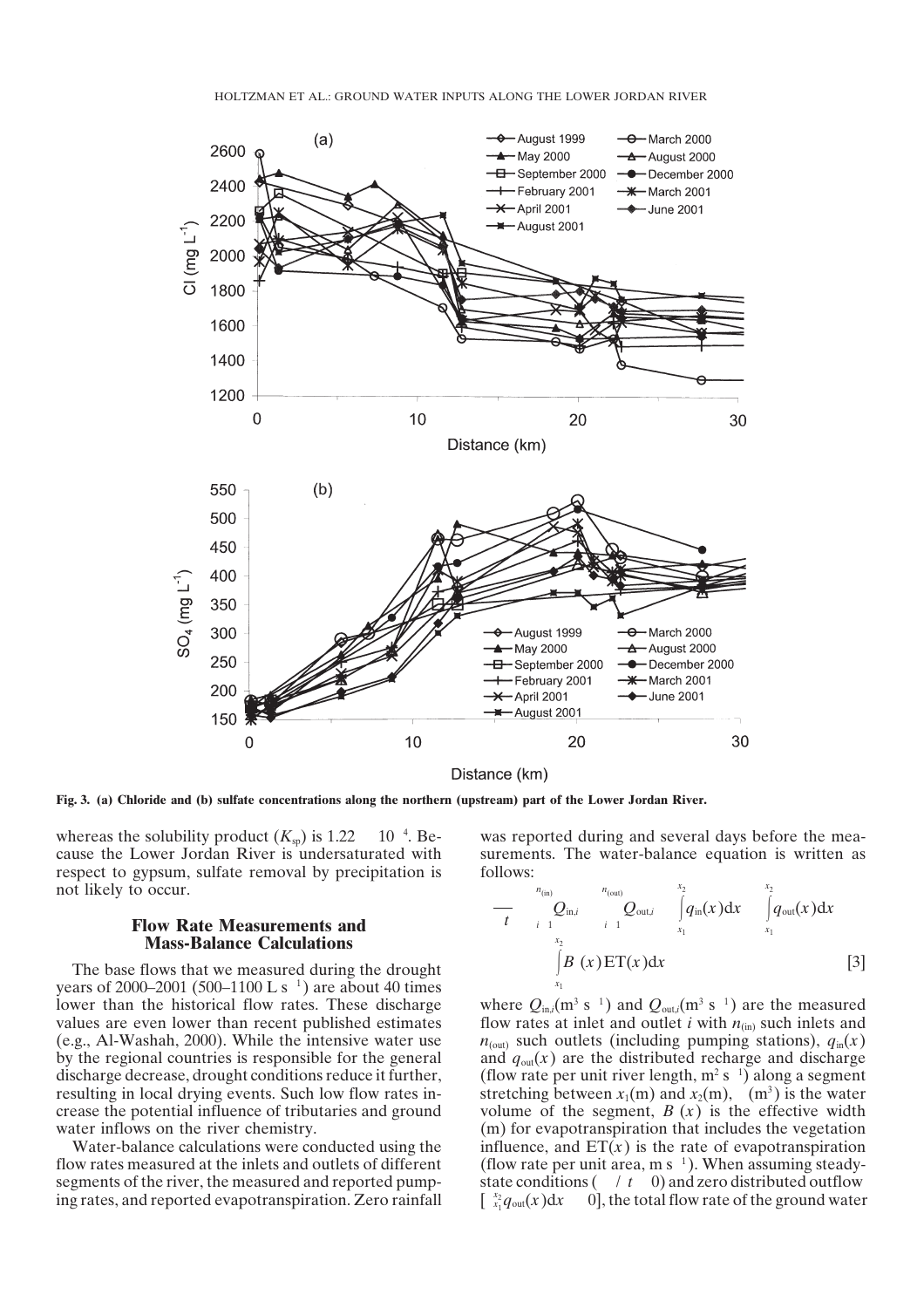Fig. 3. (a) Chloride and (b) sulfate concentrations along the northern (upstream) part of the Lower Jordan River.

whereas the solubility product ($K_{sp}$) is $1.22 \times 10^{-4}$. Because the Lower Jordan River is undersaturated with respect to gypsum, sulfate removal by precipitation is not likely to occur.

## Flow Rate Measurements and Mass-Balance Calculations

The base flows that we measured during the drought years of 2000–2001 (500–1100 L $s^{-1}$) are about 40 times lower than the historical flow rates. These discharge values are even lower than recent published estimates (e.g., Al-Washah, 2000). While the intensive water use by the regional countries is responsible for the general discharge decrease, drought conditions reduce it further, resulting in local drying events. Such low flow rates increase the potential influence of tributaries and ground water inflows on the river chemistry.

Water-balance calculations were conducted using the flow rates measured at the inlets and outlets of different segments of the river, the measured and reported pumping rates, and reported evapotranspiration. Zero rainfall was reported during and several days before the measurements. The water-balance equation is written as follows:

$$\frac{\partial \forall}{\partial t} = \sum_{i=1}^{n_{(\mathrm{in})}} Q_{\mathrm{in},i} - \sum_{i=1}^{n_{(\mathrm{out})}} Q_{\mathrm{out},i} + \int_{x_1}^{x_2} q_{\mathrm{in}}(x)\mathrm{d}x - \int_{x_1}^{x_2} q_{\mathrm{out}}(x)\mathrm{d}x - \int_{x_1}^{x_2} B(x)\mathrm{ET}(x)\mathrm{d}x \quad [3]$$

where $Q_{\mathrm{in},i}$($m^3$ $s^{-1}$) and $Q_{\mathrm{out},i}$($m^3$ $s^{-1}$) are the measured flow rates at inlet and outlet $i$ with $n_{(\mathrm{in})}$ such inlets and $n_{(\mathrm{out})}$ such outlets (including pumping stations), $q_{\mathrm{in}}(x)$ and $q_{\mathrm{out}}(x)$ are the distributed recharge and discharge (flow rate per unit river length, $m^2$ $s^{-1}$) along a segment stretching between $x_1$(m) and $x_2$(m), $\forall$ ($m^3$) is the water volume of the segment, $B(x)$ is the effective width (m) for evapotranspiration that includes the vegetation influence, and ET($x$) is the rate of evapotranspiration (flow rate per unit area, m $s^{-1}$). When assuming steady-state conditions ($\partial \forall/\partial t = 0$) and zero distributed outflow [$\int_{x_1}^{x_2} q_{\mathrm{out}}(x)\mathrm{d}x = 0$], the total flow rate of the ground water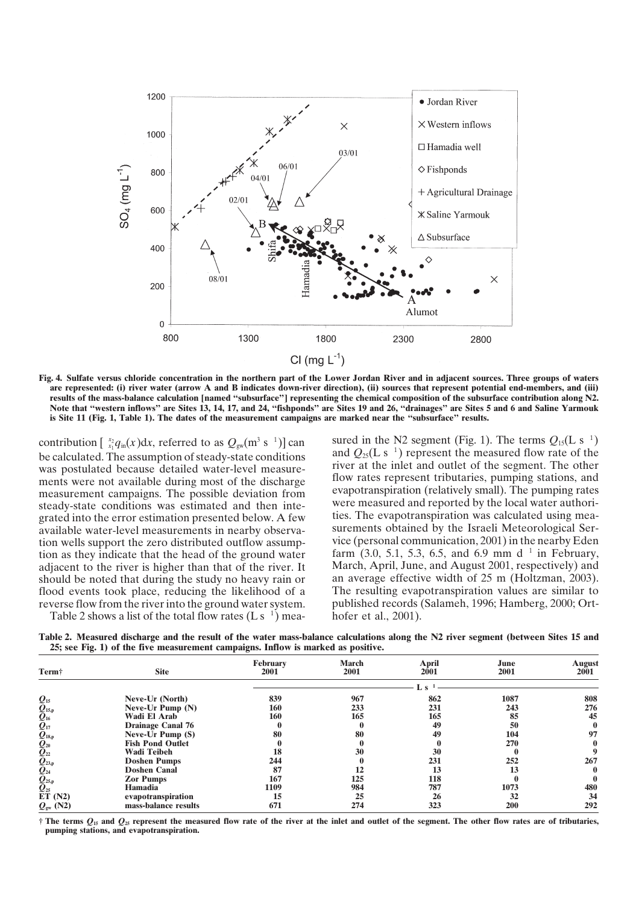Fig. 4. Sulfate versus chloride concentration in the northern part of the Lower Jordan River and in adjacent sources. Three groups of waters are represented: (i) river water (arrow A and B indicates down-river direction), (ii) sources that represent potential end-members, and (iii) results of the mass-balance calculation [named "subsurface"] representing the chemical composition of the subsurface contribution along N2. Note that "western inflows" are Sites 13, 14, 17, and 24, "fishponds" are Sites 19 and 26, "drainages" are Sites 5 and 6 and Saline Yarmouk is Site 11 (Fig. 1, Table 1). The dates of the measurement campaigns are marked near the "subsurface" results.

contribution [$\int_{x_1}^{x_2} q_{in}(x)dx$, referred to as $Q_{gw}$($m^3$ $s^{-1}$)] can be calculated. The assumption of steady-state conditions was postulated because detailed water-level measurements were not available during most of the discharge measurement campaigns. The possible deviation from steady-state conditions was estimated and then integrated into the error estimation presented below. A few available water-level measurements in nearby observation wells support the zero distributed outflow assumption as they indicate that the head of the ground water adjacent to the river is higher than that of the river. It should be noted that during the study no heavy rain or flood events took place, reducing the likelihood of a reverse flow from the river into the ground water system.

Table 2 shows a list of the total flow rates (L $s^{-1}$) measured in the N2 segment (Fig. 1). The terms $Q_{15}$(L $s^{-1}$) and $Q_{25}$(L $s^{-1}$) represent the measured flow rate of the river at the inlet and outlet of the segment. The other flow rates represent tributaries, pumping stations, and evapotranspiration (relatively small). The pumping rates were measured and reported by the local water authorities. The evapotranspiration was calculated using measurements obtained by the Israeli Meteorological Service (personal communication, 2001) in the nearby Eden farm (3.0, 5.1, 5.3, 6.5, and 6.9 mm $d^{-1}$ in February, March, April, June, and August 2001, respectively) and an average effective width of 25 m (Holtzman, 2003). The resulting evapotranspiration values are similar to published records (Salameh, 1996; Hamberg, 2000; Orthofer et al., 2001).

Table 2. Measured discharge and the result of the water mass-balance calculations along the N2 river segment (between Sites 15 and 25; see Fig. 1) of the five measurement campaigns. Inflow is marked as positive.

| Term† | Site | February 2001 | March 2001 | April 2001 | June 2001 | August 2001 |
|---|---|---|---|---|---|---|
| | | | | L $s^{-1}$ | | |
| $Q_{15}$ | Neve-Ur (North) | 839 | 967 | 862 | 1087 | 808 |
| $Q_{15,p}$ | Neve-Ur Pump (N) | 160 | 233 | 231 | 243 | 276 |
| $Q_{16}$ | Wadi El Arab | 160 | 165 | 165 | 85 | 45 |
| $Q_{17}$ | Drainage Canal 76 | 0 | 0 | 49 | 50 | 0 |
| $Q_{18,p}$ | Neve-Ur Pump (S) | 80 | 80 | 49 | 104 | 97 |
| $Q_{20}$ | Fish Pond Outlet | 0 | 0 | 0 | 270 | 0 |
| $Q_{22}$ | Wadi Teibeh | 18 | 30 | 30 | 0 | 9 |
| $Q_{23,p}$ | Doshen Pumps | 244 | 0 | 231 | 252 | 267 |
| $Q_{24}$ | Doshen Canal | 87 | 12 | 13 | 13 | 0 |
| $Q_{25,p}$ | Zor Pumps | 167 | 125 | 118 | 0 | 0 |
| $Q_{25}$ | Hamadia | 1109 | 984 | 787 | 1073 | 480 |
| ET (N2) | evapotranspiration | 15 | 25 | 26 | 32 | 34 |
| $Q_{gw}$ (N2) | mass-balance results | 671 | 274 | 323 | 200 | 292 |

† The terms $Q_{15}$ and $Q_{25}$ represent the measured flow rate of the river at the inlet and outlet of the segment. The other flow rates are of tributaries, pumping stations, and evapotranspiration.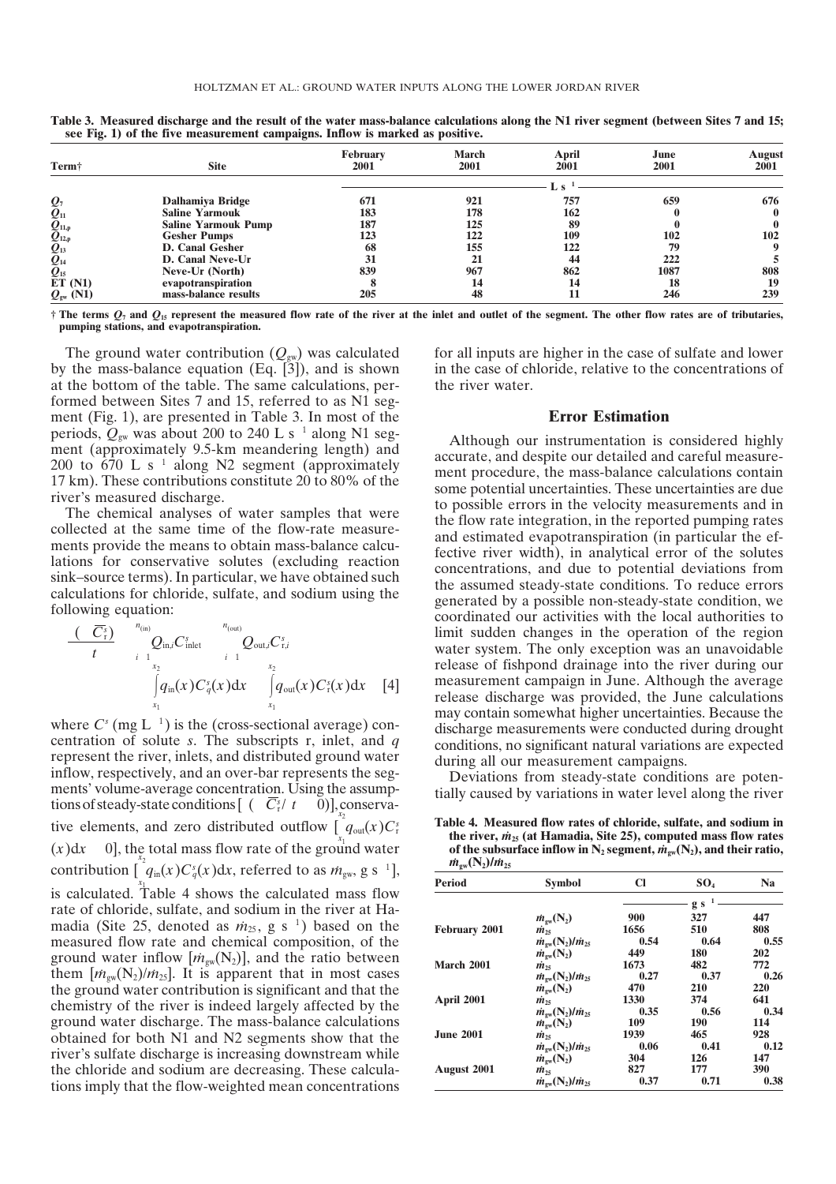**Table 3. Measured discharge and the result of the water mass-balance calculations along the N1 river segment (between Sites 7 and 15; see Fig. 1) of the five measurement campaigns. Inflow is marked as positive.**

| Term† | Site | February 2001 | March 2001 | April 2001 | June 2001 | August 2001 |
|---|---|---|---|---|---|---|
| | | L s$^{-1}$ | | | | |
| $Q_7$ | Dalhamiya Bridge | 671 | 921 | 757 | 659 | 676 |
| $Q_{11}$ | Saline Yarmouk | 183 | 178 | 162 | 0 | 0 |
| $Q_{11,p}$ | Saline Yarmouk Pump | 187 | 125 | 89 | 0 | 0 |
| $Q_{12,p}$ | Gesher Pumps | 123 | 122 | 109 | 102 | 102 |
| $Q_{13}$ | D. Canal Gesher | 68 | 155 | 122 | 79 | 9 |
| $Q_{14}$ | D. Canal Neve-Ur | 31 | 21 | 44 | 222 | 5 |
| $Q_{15}$ | Neve-Ur (North) | 839 | 967 | 862 | 1087 | 808 |
| ET (N1) | evapotranspiration | 8 | 14 | 14 | 18 | 19 |
| $Q_{gw}$ (N1) | mass-balance results | 205 | 48 | 11 | 246 | 239 |

† The terms $Q_7$ and $Q_{15}$ represent the measured flow rate of the river at the inlet and outlet of the segment. The other flow rates are of tributaries, pumping stations, and evapotranspiration.

The ground water contribution ($Q_{gw}$) was calculated by the mass-balance equation (Eq. [3]), and is shown at the bottom of the table. The same calculations, performed between Sites 7 and 15, referred to as N1 segment (Fig. 1), are presented in Table 3. In most of the periods, $Q_{gw}$ was about 200 to 240 L s$^{-1}$ along N1 segment (approximately 9.5-km meandering length) and 200 to 670 L s$^{-1}$ along N2 segment (approximately 17 km). These contributions constitute 20 to 80% of the river's measured discharge.

The chemical analyses of water samples that were collected at the same time of the flow-rate measurements provide the means to obtain mass-balance calculations for conservative solutes (excluding reaction sink–source terms). In particular, we have obtained such calculations for chloride, sulfate, and sodium using the following equation:

$$\frac{\partial(\overline{C_r^s})}{\partial t} = \sum_{i=1}^{n_{(in)}} Q_{in,i} C_{inlet}^s - \sum_{i=1}^{n_{(out)}} Q_{out,i} C_{r,i}^s + \int_{x_1}^{x_2} q_{in}(x) C_q^s(x) dx - \int_{x_1}^{x_2} q_{out}(x) C_r^s(x) dx \quad [4]$$

where $C^s$ (mg L$^{-1}$) is the (cross-sectional average) concentration of solute $s$. The subscripts r, inlet, and $q$ represent the river, inlets, and distributed ground water inflow, respectively, and an over-bar represents the segments' volume-average concentration. Using the assumptions of steady-state conditions [$\partial(\overline{C_r^s})/\partial t = 0$)], conservative elements, and zero distributed outflow [$\int_{x_1}^{x_2} q_{out}(x) C_r^s(x) dx = 0$], the total mass flow rate of the ground water contribution [$\int_{x_1}^{x_2} q_{in}(x) C_q^s(x) dx$, referred to as $\dot{m}_{gw}$, g s$^{-1}$], is calculated. Table 4 shows the calculated mass flow rate of chloride, sulfate, and sodium in the river at Hamadia (Site 25, denoted as $\dot{m}_{25}$, g s$^{-1}$) based on the measured flow rate and chemical composition, the ground water inflow [$\dot{m}_{gw}(N_2)$], and the ratio between them [$\dot{m}_{gw}(N_2)/\dot{m}_{25}$]. It is apparent that in most cases the ground water contribution is significant and that the chemistry of the river is indeed largely affected by the ground water discharge. The mass-balance calculations obtained for both N1 and N2 segments show that the river's sulfate discharge is increasing downstream while the chloride and sodium are decreasing. These calculations imply that the flow-weighted mean concentrations for all inputs are higher in the case of sulfate and lower in the case of chloride, relative to the concentrations of the river water.

## Error Estimation

Although our instrumentation is considered highly accurate, and despite our detailed and careful measurement procedure, the mass-balance calculations contain some potential uncertainties. These uncertainties are due to possible errors in the velocity measurements and in the flow rate integration, in the reported pumping rates and estimated evapotranspiration (in particular the effective river width), in analytical error of the solutes concentrations, and due to potential deviations from the assumed steady-state conditions. To reduce errors generated by a possible non-steady-state condition, we coordinated our activities with the local authorities to limit sudden changes in the operation of the region water system. The only exception was an unavoidable release of fishpond drainage into the river during our measurement campaign in June. Although the average release discharge was provided, the June calculations may contain somewhat higher uncertainties. Because the discharge measurements were conducted during drought conditions, no significant natural variations are expected during all our measurement campaigns.

Deviations from steady-state conditions are potentially caused by variations in water level along the river

**Table 4. Measured flow rates of chloride, sulfate, and sodium in the river, $\dot{m}_{25}$ (at Hamadia, Site 25), computed mass flow rates of the subsurface inflow in $N_2$ segment, $\dot{m}_{gw}(N_2)$, and their ratio, $\dot{m}_{gw}(N_2)/\dot{m}_{25}$**

| Period | Symbol | Cl | $SO_4$ | Na |
|---|---|---|---|---|
| | | g s$^{-1}$ | | |
| February 2001 | $\dot{m}_{gw}(N_2)$ | 900 | 327 | 447 |
| | $\dot{m}_{25}$ | 1656 | 510 | 808 |
| | $\dot{m}_{gw}(N_2)/\dot{m}_{25}$ | 0.54 | 0.64 | 0.55 |
| March 2001 | $\dot{m}_{gw}(N_2)$ | 449 | 180 | 202 |
| | $\dot{m}_{25}$ | 1673 | 482 | 772 |
| | $\dot{m}_{gw}(N_2)/\dot{m}_{25}$ | 0.27 | 0.37 | 0.26 |
| April 2001 | $\dot{m}_{gw}(N_2)$ | 470 | 210 | 220 |
| | $\dot{m}_{25}$ | 1330 | 374 | 641 |
| | $\dot{m}_{gw}(N_2)/\dot{m}_{25}$ | 0.35 | 0.56 | 0.34 |
| June 2001 | $\dot{m}_{gw}(N_2)$ | 109 | 190 | 114 |
| | $\dot{m}_{25}$ | 1939 | 465 | 928 |
| | $\dot{m}_{gw}(N_2)/\dot{m}_{25}$ | 0.06 | 0.41 | 0.12 |
| August 2001 | $\dot{m}_{gw}(N_2)$ | 304 | 126 | 147 |
| | $\dot{m}_{25}$ | 827 | 177 | 390 |
| | $\dot{m}_{gw}(N_2)/\dot{m}_{25}$ | 0.37 | 0.71 | 0.38 |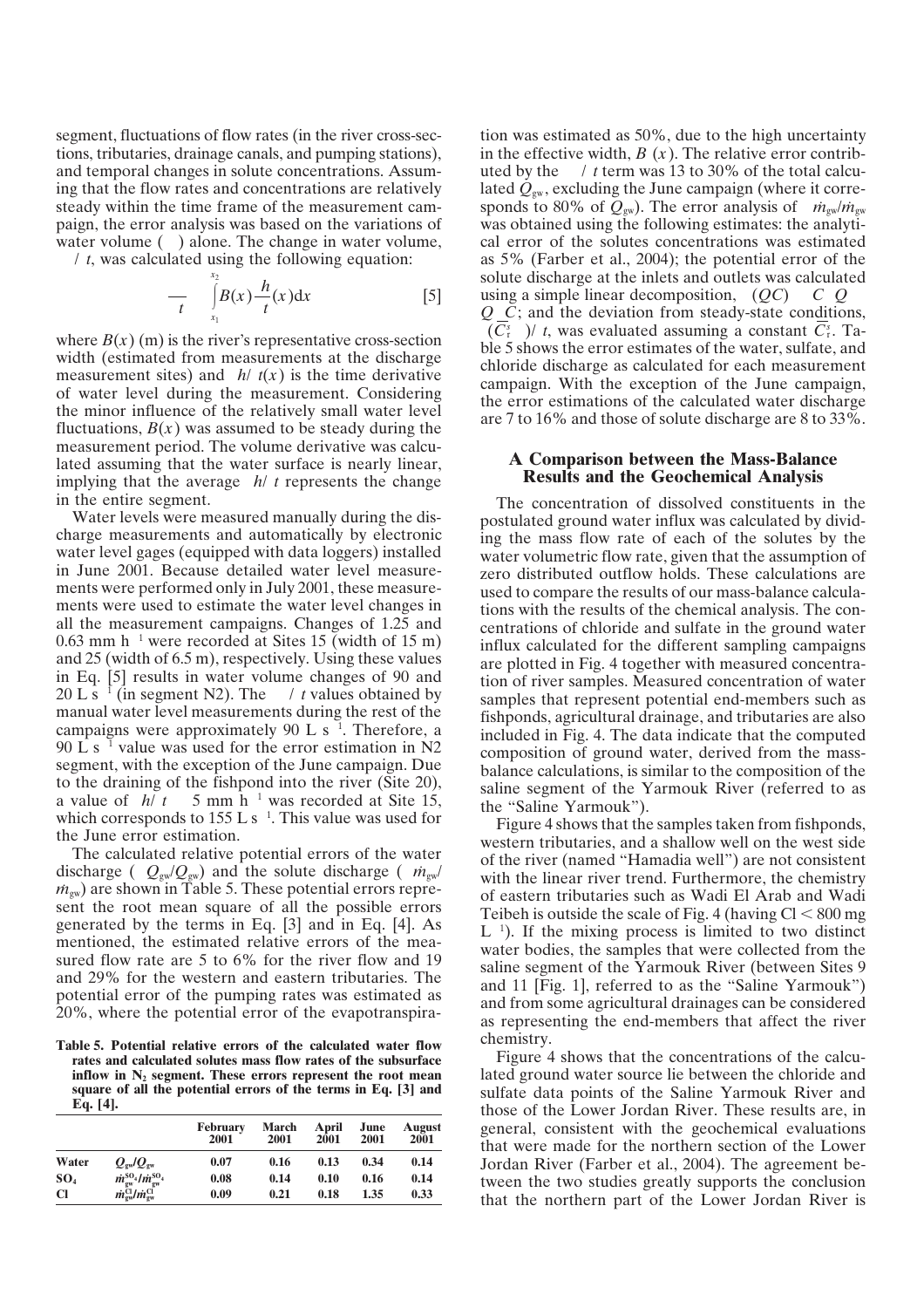segment, fluctuations of flow rates (in the river cross-sections, tributaries, drainage canals, and pumping stations), and temporal changes in solute concentrations. Assuming that the flow rates and concentrations are relatively steady within the time frame of the measurement campaign, the error analysis was based on the variations of water volume ( ) alone. The change in water volume, / *t*, was calculated using the following equation:

$$\frac{}{t} \quad \int_{x_1}^{x_2} B(x)\frac{h}{t}(x)\mathrm{d}x \qquad [5]$$

where $B(x)$ (m) is the river's representative cross-section width (estimated from measurements at the discharge measurement sites) and $h/\ t(x)$ is the time derivative of water level during the measurement. Considering the minor influence of the relatively small water level fluctuations, $B(x)$ was assumed to be steady during the measurement period. The volume derivative was calculated assuming that the water surface is nearly linear, implying that the average $h/\ t$ represents the change in the entire segment.

Water levels were measured manually during the discharge measurements and automatically by electronic water level gages (equipped with data loggers) installed in June 2001. Because detailed water level measurements were performed only in July 2001, these measurements were used to estimate the water level changes in all the measurement campaigns. Changes of 1.25 and 0.63 mm h$^{-1}$ were recorded at Sites 15 (width of 15 m) and 25 (width of 6.5 m), respectively. Using these values in Eq. [5] results in water volume changes of 90 and 20 L s$^{-1}$ (in segment N2). The / *t* values obtained by manual water level measurements during the rest of the campaigns were approximately 90 L s$^{-1}$. Therefore, a 90 L s$^{-1}$ value was used for the error estimation in N2 segment, with the exception of the June campaign. Due to the draining of the fishpond into the river (Site 20), a value of $h/\ t$ 5 mm h$^{-1}$ was recorded at Site 15, which corresponds to 155 L s$^{-1}$. This value was used for the June error estimation.

The calculated relative potential errors of the water discharge ( $Q_{gw}/Q_{gw}$) and the solute discharge ( $\dot{m}_{gw}/\dot{m}_{gw}$) are shown in Table 5. These potential errors represent the root mean square of all the possible errors generated by the terms in Eq. [3] and in Eq. [4]. As mentioned, the estimated relative errors of the measured flow rate are 5 to 6% for the river flow and 19 and 29% for the western and eastern tributaries. The potential error of the pumping rates was estimated as 20%, where the potential error of the evapotranspiration was estimated as 50%, due to the high uncertainty in the effective width, $B(x)$. The relative error contributed by the / *t* term was 13 to 30% of the total calculated $Q_{gw}$, excluding the June campaign (where it corresponds to 80% of $Q_{gw}$). The error analysis of $\dot{m}_{gw}/\dot{m}_{gw}$ was obtained using the following estimates: the analytical error of the solutes concentrations was estimated as 5% (Farber et al., 2004); the potential error of the solute discharge at the inlets and outlets was calculated using a simple linear decomposition, $(QC)$ $C$ $Q$ $Q$ $C$; and the deviation from steady-state conditions, $(\overline{C}_{\tau}^{s}$ $)/\ t$, was evaluated assuming a constant $\overline{C}_{\tau}^{s}$. Table 5 shows the error estimates of the water, sulfate, and chloride discharge as calculated for each measurement campaign. With the exception of the June campaign, the error estimations of the calculated water discharge are 7 to 16% and those of solute discharge are 8 to 33%.

**Table 5. Potential relative errors of the calculated water flow rates and calculated solutes mass flow rates of the subsurface inflow in $N_2$ segment. These errors represent the root mean square of all the potential errors of the terms in Eq. [3] and Eq. [4].**

| | | February 2001 | March 2001 | April 2001 | June 2001 | August 2001 |
|---|---|---|---|---|---|---|
| **Water** | $Q_{gw}/Q_{gw}$ | 0.07 | 0.16 | 0.13 | 0.34 | 0.14 |
| **$SO_4$** | $\dot{m}_{gw}^{SO_4}/\dot{m}_{gw}^{SO_4}$ | 0.08 | 0.14 | 0.10 | 0.16 | 0.14 |
| **Cl** | $\dot{m}_{gw}^{Cl}/\dot{m}_{gw}^{Cl}$ | 0.09 | 0.21 | 0.18 | 1.35 | 0.33 |

## A Comparison between the Mass-Balance Results and the Geochemical Analysis

The concentration of dissolved constituents in the postulated ground water influx was calculated by dividing the mass flow rate of each of the solutes by the water volumetric flow rate, given that the assumption of zero distributed outflow holds. These calculations are used to compare the results of our mass-balance calculations with the results of the chemical analysis. The concentrations of chloride and sulfate in the ground water influx calculated for the different sampling campaigns are plotted in Fig. 4 together with measured concentration of river samples. Measured concentration of water samples that represent potential end-members such as fishponds, agricultural drainage, and tributaries are also included in Fig. 4. The data indicate that the computed composition of ground water, derived from the mass-balance calculations, is similar to the composition of the saline segment of the Yarmouk River (referred to as the "Saline Yarmouk").

Figure 4 shows that the samples taken from fishponds, western tributaries, and a shallow well on the west side of the river (named "Hamadia well") are not consistent with the linear river trend. Furthermore, the chemistry of eastern tributaries such as Wadi El Arab and Wadi Teibeh is outside the scale of Fig. 4 (having Cl < 800 mg L$^{-1}$). If the mixing process is limited to two distinct water bodies, the samples that were collected from the saline segment of the Yarmouk River (between Sites 9 and 11 [Fig. 1], referred to as the "Saline Yarmouk") and from some agricultural drainages can be considered as representing the end-members that affect the river chemistry.

Figure 4 shows that the concentrations of the calculated ground water source lie between the chloride and sulfate data points of the Saline Yarmouk River and those of the Lower Jordan River. These results are, in general, consistent with the geochemical evaluations that were made for the northern section of the Lower Jordan River (Farber et al., 2004). The agreement between the two studies greatly supports the conclusion that the northern part of the Lower Jordan River is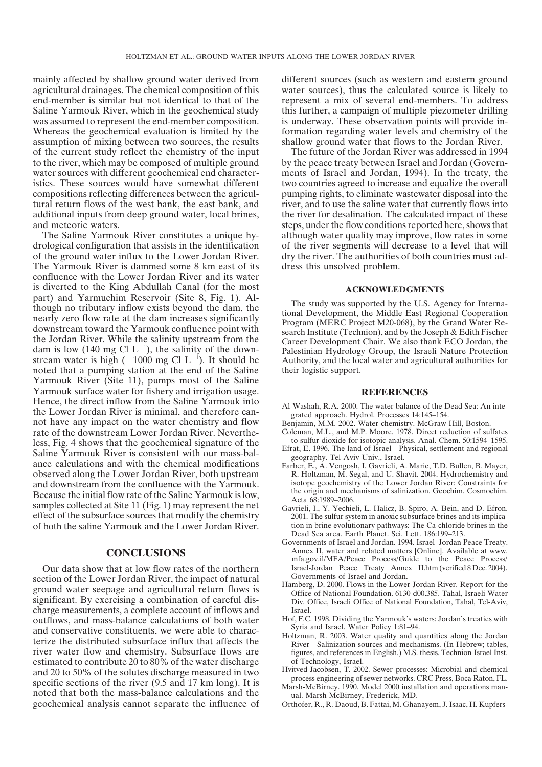mainly affected by shallow ground water derived from agricultural drainages. The chemical composition of this end-member is similar but not identical to that of the Saline Yarmouk River, which in the geochemical study was assumed to represent the end-member composition. Whereas the geochemical evaluation is limited by the assumption of mixing between two sources, the results of the current study reflect the chemistry of the input to the river, which may be composed of multiple ground water sources with different geochemical end characteristics. These sources would have somewhat different compositions reflecting differences between the agricultural return flows of the west bank, the east bank, and additional inputs from deep ground water, local brines, and meteoric waters.

The Saline Yarmouk River constitutes a unique hydrological configuration that assists in the identification of the ground water influx to the Lower Jordan River. The Yarmouk River is dammed some 8 km east of its confluence with the Lower Jordan River and its water is diverted to the King Abdullah Canal (for the most part) and Yarmuchim Reservoir (Site 8, Fig. 1). Although no tributary inflow exists beyond the dam, the nearly zero flow rate at the dam increases significantly downstream toward the Yarmouk confluence point with the Jordan River. While the salinity upstream from the dam is low (140 mg Cl $L^{-1}$), the salinity of the downstream water is high ( 1000 mg Cl $L^{-1}$). It should be noted that a pumping station at the end of the Saline Yarmouk River (Site 11), pumps most of the Saline Yarmouk surface water for fishery and irrigation usage. Hence, the direct inflow from the Saline Yarmouk into the Lower Jordan River is minimal, and therefore cannot have any impact on the water chemistry and flow rate of the downstream Lower Jordan River. Nevertheless, Fig. 4 shows that the geochemical signature of the Saline Yarmouk River is consistent with our mass-balance calculations and with the chemical modifications observed along the Lower Jordan River, both upstream and downstream from the confluence with the Yarmouk. Because the initial flow rate of the Saline Yarmouk is low, samples collected at Site 11 (Fig. 1) may represent the net effect of the subsurface sources that modify the chemistry of both the saline Yarmouk and the Lower Jordan River.

## CONCLUSIONS

Our data show that at low flow rates of the northern section of the Lower Jordan River, the impact of natural ground water seepage and agricultural return flows is significant. By exercising a combination of careful discharge measurements, a complete account of inflows and outflows, and mass-balance calculations of both water and conservative constituents, we were able to characterize the distributed subsurface influx that affects the river water flow and chemistry. Subsurface flows are estimated to contribute 20 to 80% of the water discharge and 20 to 50% of the solutes discharge measured in two specific sections of the river (9.5 and 17 km long). It is noted that both the mass-balance calculations and the geochemical analysis cannot separate the influence of different sources (such as western and eastern ground water sources), thus the calculated source is likely to represent a mix of several end-members. To address this further, a campaign of multiple piezometer drilling is underway. These observation points will provide information regarding water levels and chemistry of the shallow ground water that flows to the Jordan River.

The future of the Jordan River was addressed in 1994 by the peace treaty between Israel and Jordan (Governments of Israel and Jordan, 1994). In the treaty, the two countries agreed to increase and equalize the overall pumping rights, to eliminate wastewater disposal into the river, and to use the saline water that currently flows into the river for desalination. The calculated impact of these steps, under the flow conditions reported here, shows that although water quality may improve, flow rates in some of the river segments will decrease to a level that will dry the river. The authorities of both countries must address this unsolved problem.

## ACKNOWLEDGMENTS

The study was supported by the U.S. Agency for International Development, the Middle East Regional Cooperation Program (MERC Project M20-068), by the Grand Water Research Institute (Technion), and by the Joseph & Edith Fischer Career Development Chair. We also thank ECO Jordan, the Palestinian Hydrology Group, the Israeli Nature Protection Authority, and the local water and agricultural authorities for their logistic support.

## REFERENCES

Al-Washah, R.A. 2000. The water balance of the Dead Sea: An integrated approach. Hydrol. Processes 14:145–154.

Benjamin, M.M. 2002. Water chemistry. McGraw-Hill, Boston.

Coleman, M.L., and M.P. Moore. 1978. Direct reduction of sulfates to sulfur-dioxide for isotopic analysis. Anal. Chem. 50:1594–1595.

Efrat, E. 1996. The land of Israel—Physical, settlement and regional geography. Tel-Aviv Univ., Israel.

Farber, E., A. Vengosh, I. Gavrieli, A. Marie, T.D. Bullen, B. Mayer, R. Holtzman, M. Segal, and U. Shavit. 2004. Hydrochemistry and isotope geochemistry of the Lower Jordan River: Constraints for the origin and mechanisms of salinization. Geochim. Cosmochim. Acta 68:1989–2006.

Gavrieli, I., Y. Yechieli, L. Halicz, B. Spiro, A. Bein, and D. Efron. 2001. The sulfur system in anoxic subsurface brines and its implication in brine evolutionary pathways: The Ca-chloride brines in the Dead Sea area. Earth Planet. Sci. Lett. 186:199–213.

Governments of Israel and Jordan. 1994. Israel–Jordan Peace Treaty. Annex II, water and related matters [Online]. Available at www.mfa.gov.il/MFA/Peace Process/Guide to the Peace Process/Israel-Jordan Peace Treaty Annex II.htm (verified 8 Dec. 2004). Governments of Israel and Jordan.

Hamberg, D. 2000. Flows in the Lower Jordan River. Report for the Office of National Foundation. 6130-d00.385. Tahal, Israeli Water Div. Office, Israeli Office of National Foundation, Tahal, Tel-Aviv, Israel.

Hof, F.C. 1998. Dividing the Yarmouk's waters: Jordan's treaties with Syria and Israel. Water Policy 1:81–94.

Holtzman, R. 2003. Water quality and quantities along the Jordan River—Salinization sources and mechanisms. (In Hebrew; tables, figures, and references in English.) M.S. thesis. Technion-Israel Inst. of Technology, Israel.

Hvitved-Jacobsen, T. 2002. Sewer processes: Microbial and chemical process engineering of sewer networks. CRC Press, Boca Raton, FL.

Marsh-McBirney. 1990. Model 2000 installation and operations manual. Marsh-McBirney, Frederick, MD.

Orthofer, R., R. Daoud, B. Fattai, M. Ghanayem, J. Isaac, H. Kupfers-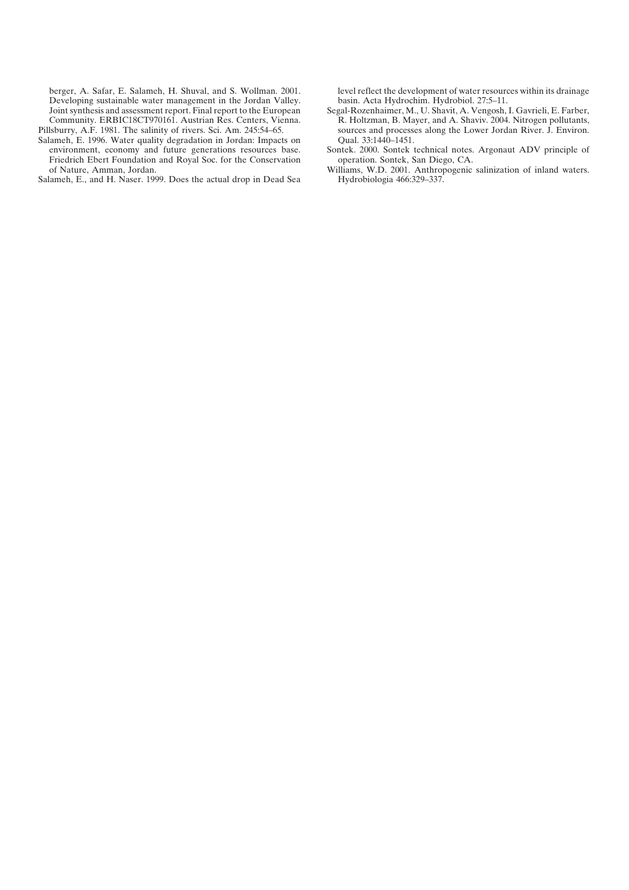berger, A. Safar, E. Salameh, H. Shuval, and S. Wollman. 2001. Developing sustainable water management in the Jordan Valley. Joint synthesis and assessment report. Final report to the European Community. ERBIC18CT970161. Austrian Res. Centers, Vienna.

Pillsburry, A.F. 1981. The salinity of rivers. Sci. Am. 245:54–65.

Salameh, E. 1996. Water quality degradation in Jordan: Impacts on environment, economy and future generations resources base. Friedrich Ebert Foundation and Royal Soc. for the Conservation of Nature, Amman, Jordan.

Salameh, E., and H. Naser. 1999. Does the actual drop in Dead Sea level reflect the development of water resources within its drainage basin. Acta Hydrochim. Hydrobiol. 27:5–11.

Segal-Rozenhaimer, M., U. Shavit, A. Vengosh, I. Gavrieli, E. Farber, R. Holtzman, B. Mayer, and A. Shaviv. 2004. Nitrogen pollutants, sources and processes along the Lower Jordan River. J. Environ. Qual. 33:1440–1451.

Sontek. 2000. Sontek technical notes. Argonaut ADV principle of operation. Sontek, San Diego, CA.

Williams, W.D. 2001. Anthropogenic salinization of inland waters. Hydrobiologia 466:329–337.